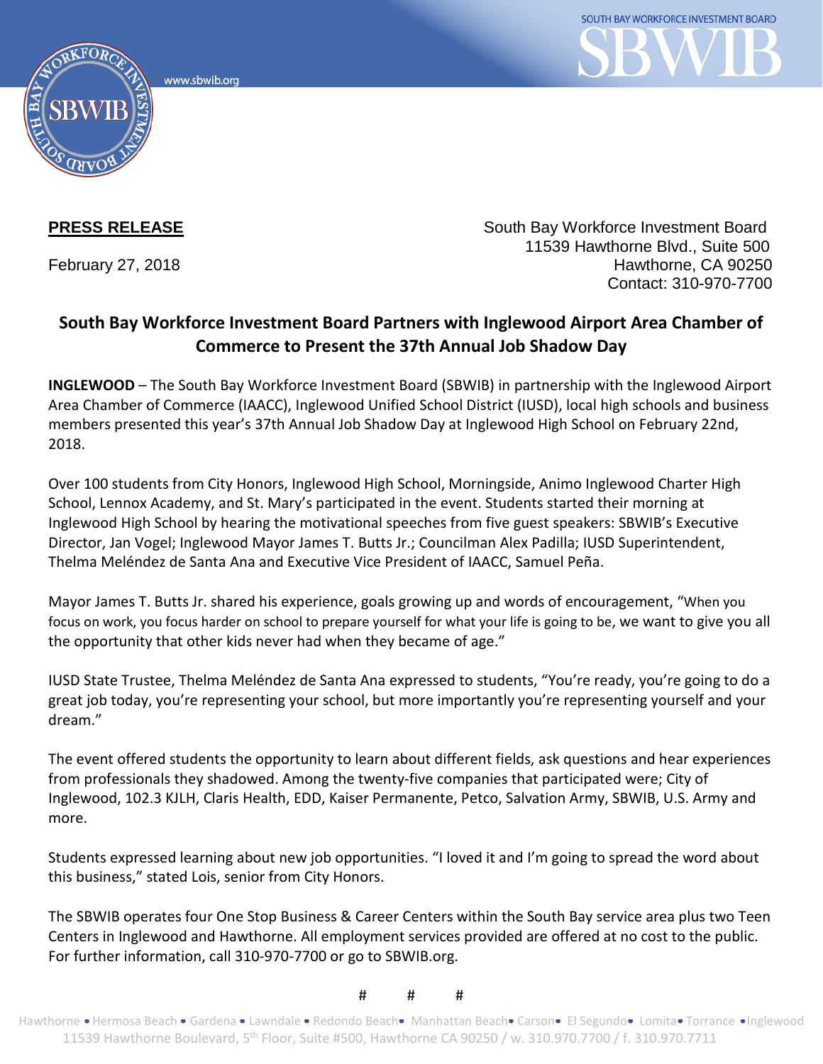**PRESS RELEASE**

February 27, 2018

South Bay Workforce Investment Board
11539 Hawthorne Blvd., Suite 500
Hawthorne, CA 90250
Contact: 310-970-7700

## South Bay Workforce Investment Board Partners with Inglewood Airport Area Chamber of Commerce to Present the 37th Annual Job Shadow Day

**INGLEWOOD** – The South Bay Workforce Investment Board (SBWIB) in partnership with the Inglewood Airport Area Chamber of Commerce (IAACC), Inglewood Unified School District (IUSD), local high schools and business members presented this year's 37th Annual Job Shadow Day at Inglewood High School on February 22nd, 2018.

Over 100 students from City Honors, Inglewood High School, Morningside, Animo Inglewood Charter High School, Lennox Academy, and St. Mary's participated in the event. Students started their morning at Inglewood High School by hearing the motivational speeches from five guest speakers: SBWIB's Executive Director, Jan Vogel; Inglewood Mayor James T. Butts Jr.; Councilman Alex Padilla; IUSD Superintendent, Thelma Meléndez de Santa Ana and Executive Vice President of IAACC, Samuel Peña.

Mayor James T. Butts Jr. shared his experience, goals growing up and words of encouragement, "When you focus on work, you focus harder on school to prepare yourself for what your life is going to be, we want to give you all the opportunity that other kids never had when they became of age."

IUSD State Trustee, Thelma Meléndez de Santa Ana expressed to students, "You're ready, you're going to do a great job today, you're representing your school, but more importantly you're representing yourself and your dream."

The event offered students the opportunity to learn about different fields, ask questions and hear experiences from professionals they shadowed. Among the twenty-five companies that participated were; City of Inglewood, 102.3 KJLH, Claris Health, EDD, Kaiser Permanente, Petco, Salvation Army, SBWIB, U.S. Army and more.

Students expressed learning about new job opportunities. "I loved it and I'm going to spread the word about this business," stated Lois, senior from City Honors.

The SBWIB operates four One Stop Business & Career Centers within the South Bay service area plus two Teen Centers in Inglewood and Hawthorne. All employment services provided are offered at no cost to the public. For further information, call 310-970-7700 or go to SBWIB.org.

# # #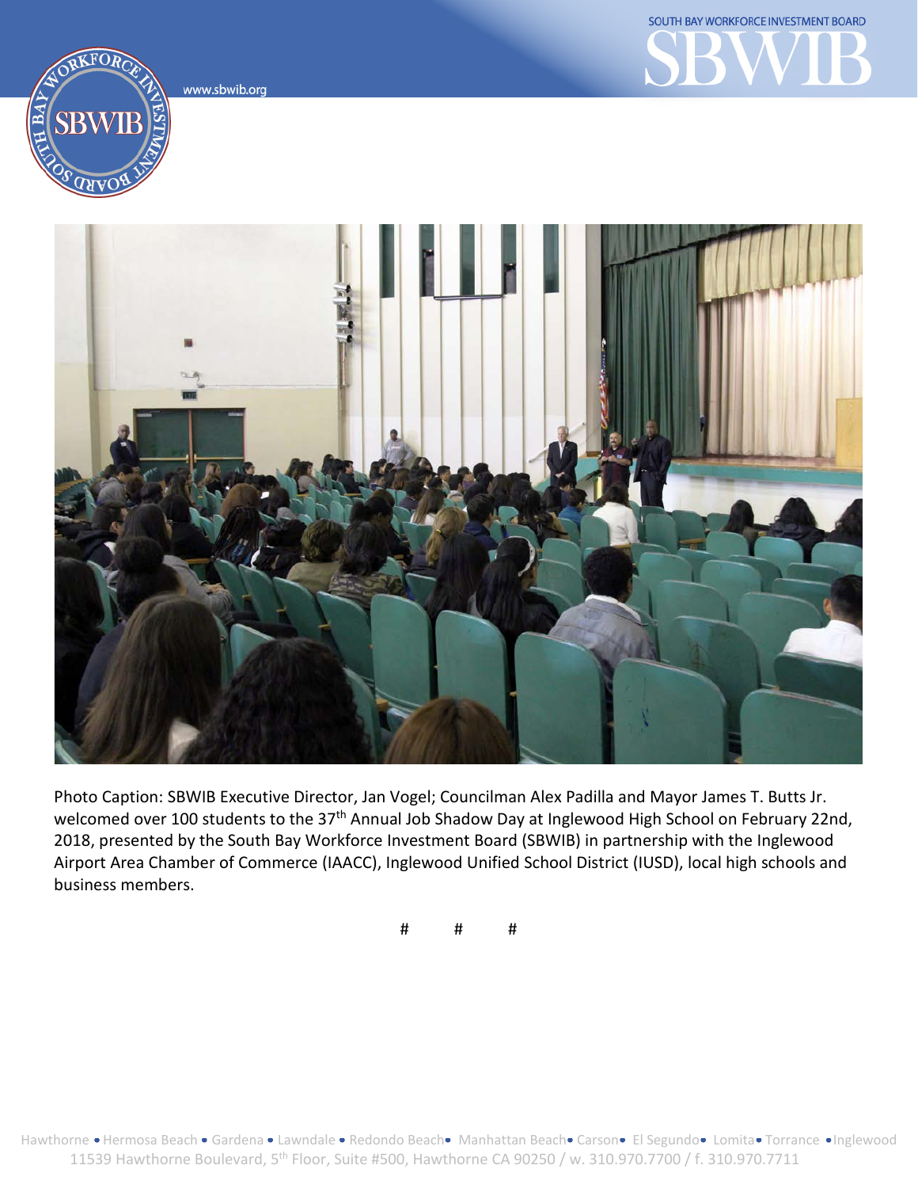Photo Caption: SBWIB Executive Director, Jan Vogel; Councilman Alex Padilla and Mayor James T. Butts Jr. welcomed over 100 students to the 37th Annual Job Shadow Day at Inglewood High School on February 22nd, 2018, presented by the South Bay Workforce Investment Board (SBWIB) in partnership with the Inglewood Airport Area Chamber of Commerce (IAACC), Inglewood Unified School District (IUSD), local high schools and business members.

\# # #